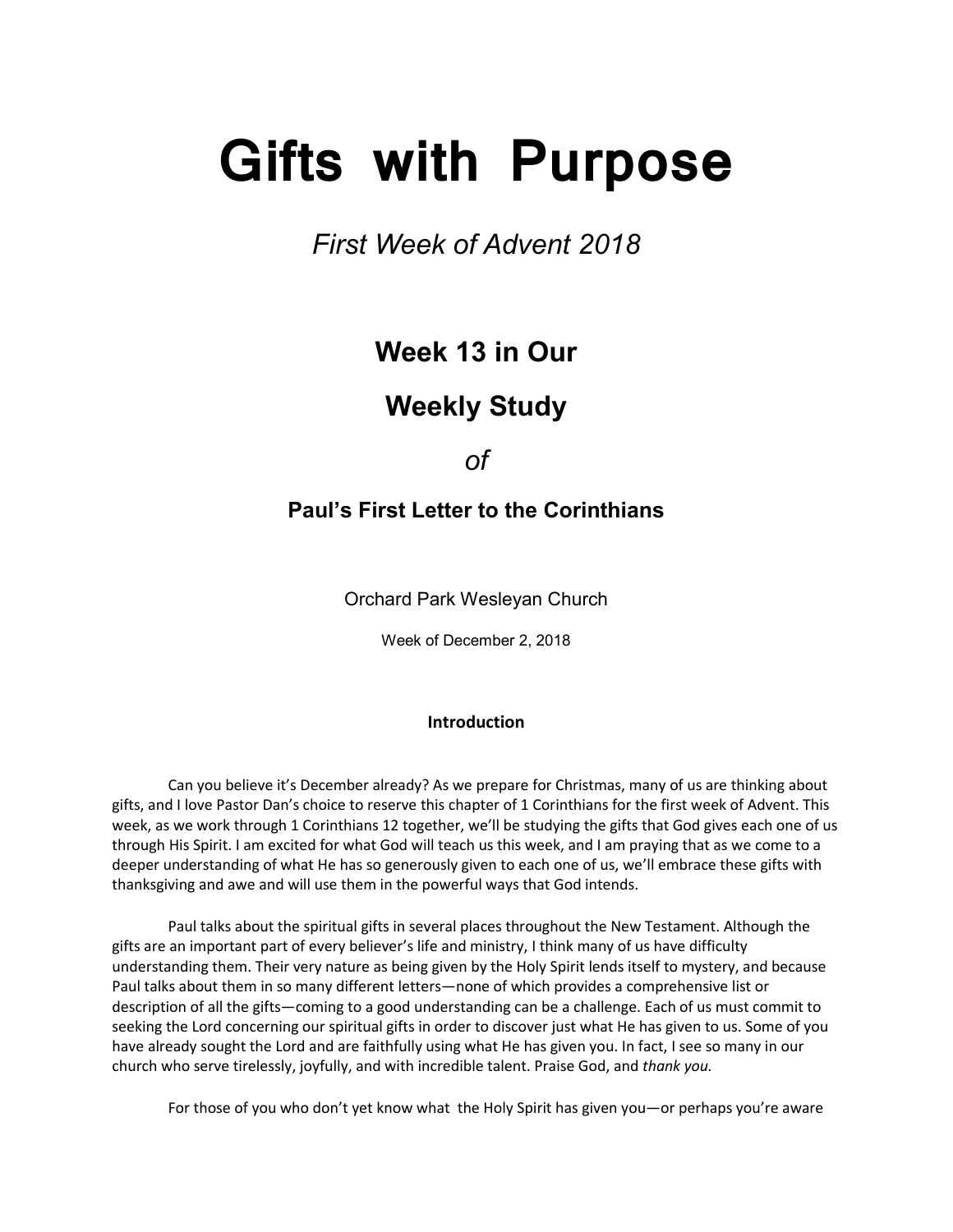# Gifts with Purpose

*First Week of Advent 2018*

## Week 13 in Our

## Weekly Study

*of*

### Paul's First Letter to the Corinthians

Orchard Park Wesleyan Church

Week of December 2, 2018

**Introduction**

Can you believe it's December already? As we prepare for Christmas, many of us are thinking about gifts, and I love Pastor Dan's choice to reserve this chapter of 1 Corinthians for the first week of Advent. This week, as we work through 1 Corinthians 12 together, we'll be studying the gifts that God gives each one of us through His Spirit. I am excited for what God will teach us this week, and I am praying that as we come to a deeper understanding of what He has so generously given to each one of us, we'll embrace these gifts with thanksgiving and awe and will use them in the powerful ways that God intends.

Paul talks about the spiritual gifts in several places throughout the New Testament. Although the gifts are an important part of every believer's life and ministry, I think many of us have difficulty understanding them. Their very nature as being given by the Holy Spirit lends itself to mystery, and because Paul talks about them in so many different letters—none of which provides a comprehensive list or description of all the gifts—coming to a good understanding can be a challenge. Each of us must commit to seeking the Lord concerning our spiritual gifts in order to discover just what He has given to us. Some of you have already sought the Lord and are faithfully using what He has given you. In fact, I see so many in our church who serve tirelessly, joyfully, and with incredible talent. Praise God, and *thank you.*

For those of you who don't yet know what the Holy Spirit has given you—or perhaps you're aware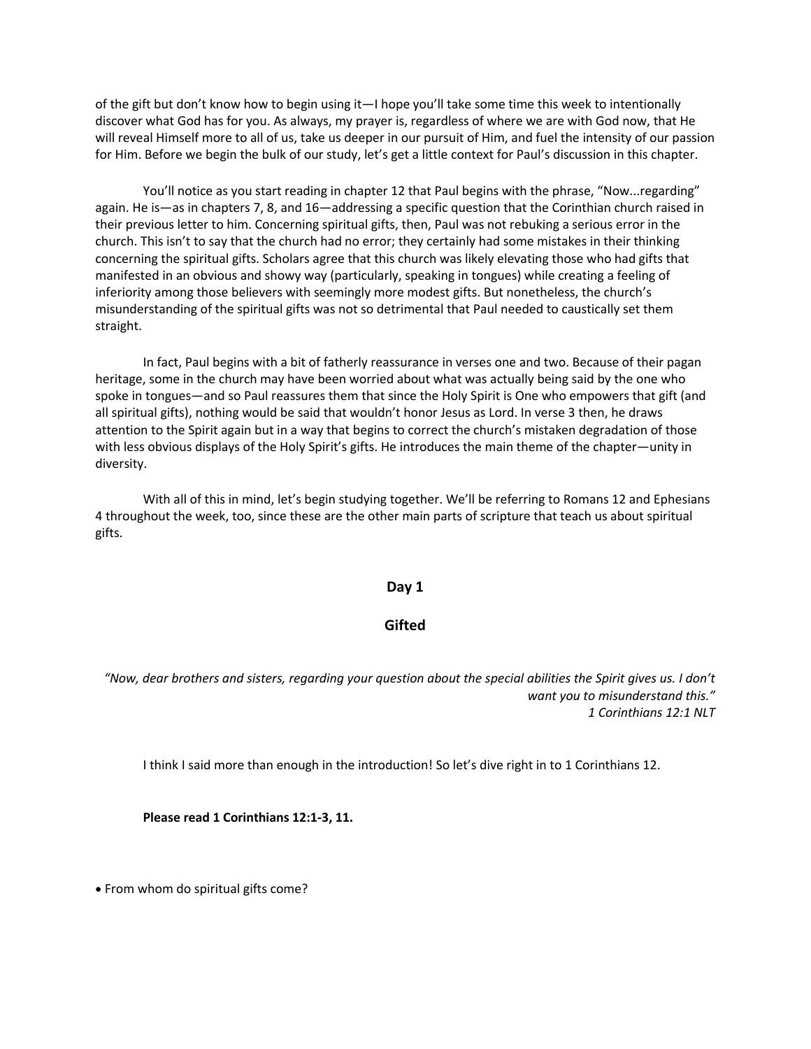of the gift but don't know how to begin using it—I hope you'll take some time this week to intentionally discover what God has for you. As always, my prayer is, regardless of where we are with God now, that He will reveal Himself more to all of us, take us deeper in our pursuit of Him, and fuel the intensity of our passion for Him. Before we begin the bulk of our study, let's get a little context for Paul's discussion in this chapter.

You'll notice as you start reading in chapter 12 that Paul begins with the phrase, "Now...regarding" again. He is—as in chapters 7, 8, and 16—addressing a specific question that the Corinthian church raised in their previous letter to him. Concerning spiritual gifts, then, Paul was not rebuking a serious error in the church. This isn't to say that the church had no error; they certainly had some mistakes in their thinking concerning the spiritual gifts. Scholars agree that this church was likely elevating those who had gifts that manifested in an obvious and showy way (particularly, speaking in tongues) while creating a feeling of inferiority among those believers with seemingly more modest gifts. But nonetheless, the church's misunderstanding of the spiritual gifts was not so detrimental that Paul needed to caustically set them straight.

In fact, Paul begins with a bit of fatherly reassurance in verses one and two. Because of their pagan heritage, some in the church may have been worried about what was actually being said by the one who spoke in tongues—and so Paul reassures them that since the Holy Spirit is One who empowers that gift (and all spiritual gifts), nothing would be said that wouldn't honor Jesus as Lord. In verse 3 then, he draws attention to the Spirit again but in a way that begins to correct the church's mistaken degradation of those with less obvious displays of the Holy Spirit's gifts. He introduces the main theme of the chapter—unity in diversity.

With all of this in mind, let's begin studying together. We'll be referring to Romans 12 and Ephesians 4 throughout the week, too, since these are the other main parts of scripture that teach us about spiritual gifts.

## Day 1

## Gifted

*"Now, dear brothers and sisters, regarding your question about the special abilities the Spirit gives us. I don't want you to misunderstand this."*
*1 Corinthians 12:1 NLT*

I think I said more than enough in the introduction! So let's dive right in to 1 Corinthians 12.

**Please read 1 Corinthians 12:1-3, 11.**

- From whom do spiritual gifts come?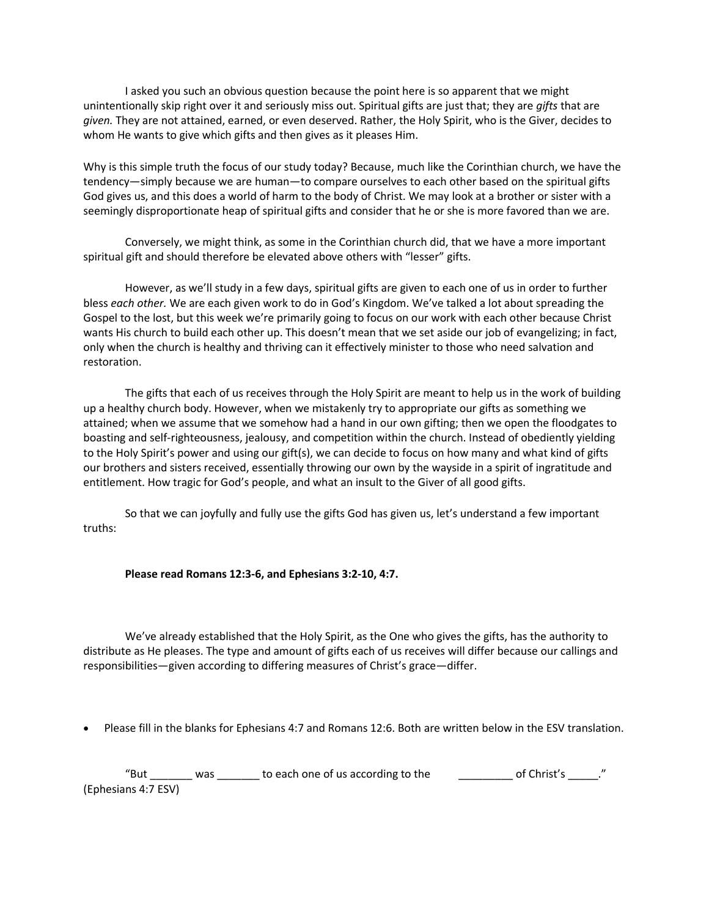I asked you such an obvious question because the point here is so apparent that we might unintentionally skip right over it and seriously miss out. Spiritual gifts are just that; they are *gifts* that are *given.* They are not attained, earned, or even deserved. Rather, the Holy Spirit, who is the Giver, decides to whom He wants to give which gifts and then gives as it pleases Him.

Why is this simple truth the focus of our study today? Because, much like the Corinthian church, we have the tendency—simply because we are human—to compare ourselves to each other based on the spiritual gifts God gives us, and this does a world of harm to the body of Christ. We may look at a brother or sister with a seemingly disproportionate heap of spiritual gifts and consider that he or she is more favored than we are.

Conversely, we might think, as some in the Corinthian church did, that we have a more important spiritual gift and should therefore be elevated above others with "lesser" gifts.

However, as we'll study in a few days, spiritual gifts are given to each one of us in order to further bless *each other.* We are each given work to do in God's Kingdom. We've talked a lot about spreading the Gospel to the lost, but this week we're primarily going to focus on our work with each other because Christ wants His church to build each other up. This doesn't mean that we set aside our job of evangelizing; in fact, only when the church is healthy and thriving can it effectively minister to those who need salvation and restoration.

The gifts that each of us receives through the Holy Spirit are meant to help us in the work of building up a healthy church body. However, when we mistakenly try to appropriate our gifts as something we attained; when we assume that we somehow had a hand in our own gifting; then we open the floodgates to boasting and self-righteousness, jealousy, and competition within the church. Instead of obediently yielding to the Holy Spirit's power and using our gift(s), we can decide to focus on how many and what kind of gifts our brothers and sisters received, essentially throwing our own by the wayside in a spirit of ingratitude and entitlement. How tragic for God's people, and what an insult to the Giver of all good gifts.

So that we can joyfully and fully use the gifts God has given us, let's understand a few important truths:

**Please read Romans 12:3-6, and Ephesians 3:2-10, 4:7.**

We've already established that the Holy Spirit, as the One who gives the gifts, has the authority to distribute as He pleases. The type and amount of gifts each of us receives will differ because our callings and responsibilities—given according to differing measures of Christ's grace—differ.

- Please fill in the blanks for Ephesians 4:7 and Romans 12:6. Both are written below in the ESV translation.

"But _______ was _______ to each one of us according to the _________ of Christ's _____." (Ephesians 4:7 ESV)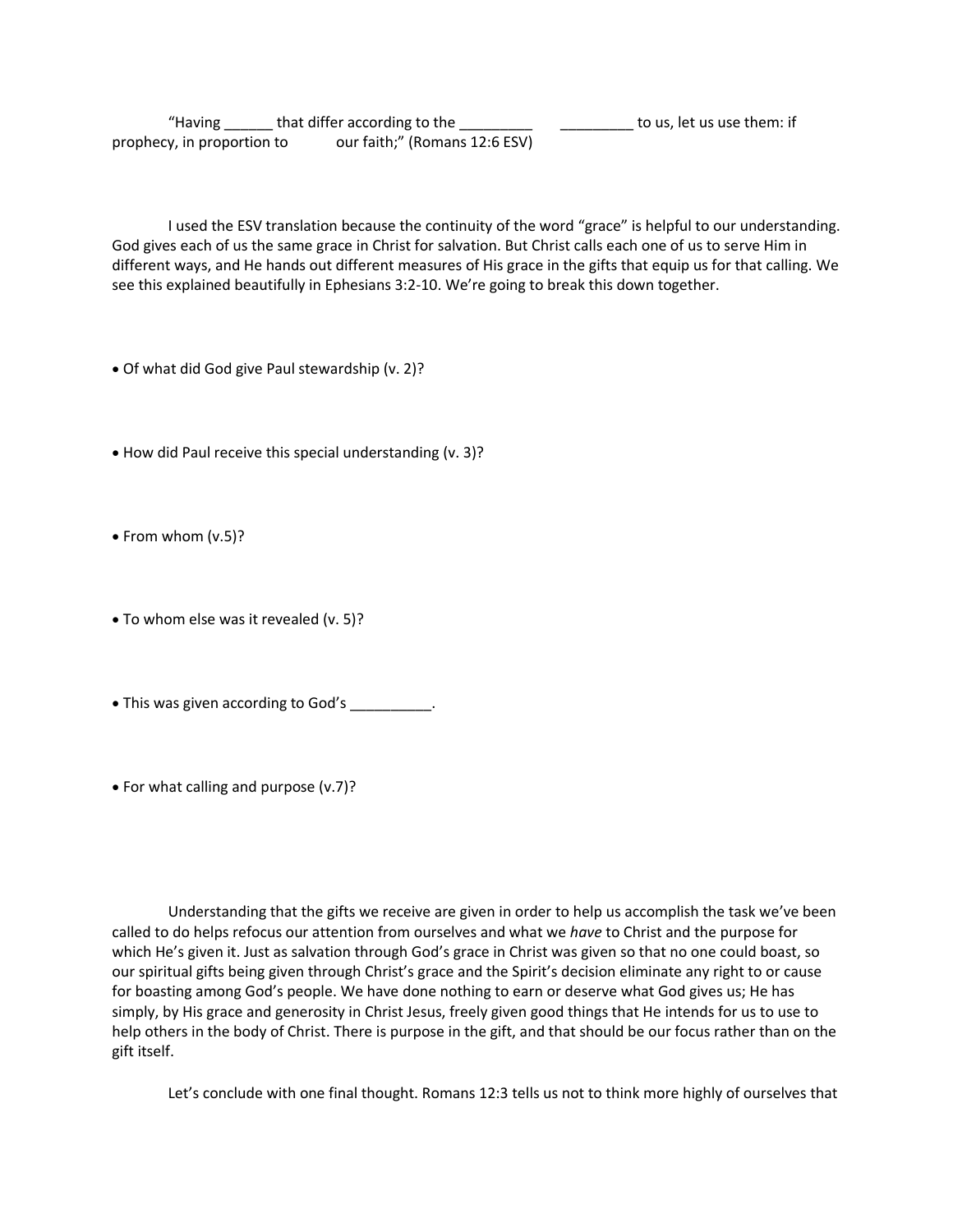"Having ______ that differ according to the _________ _________ to us, let us use them: if prophecy, in proportion to our faith;" (Romans 12:6 ESV)

I used the ESV translation because the continuity of the word "grace" is helpful to our understanding. God gives each of us the same grace in Christ for salvation. But Christ calls each one of us to serve Him in different ways, and He hands out different measures of His grace in the gifts that equip us for that calling. We see this explained beautifully in Ephesians 3:2-10. We're going to break this down together.

- Of what did God give Paul stewardship (v. 2)?

- How did Paul receive this special understanding (v. 3)?

- From whom (v.5)?

- To whom else was it revealed (v. 5)?

- This was given according to God's __________.

- For what calling and purpose (v.7)?

Understanding that the gifts we receive are given in order to help us accomplish the task we've been called to do helps refocus our attention from ourselves and what we *have* to Christ and the purpose for which He's given it. Just as salvation through God's grace in Christ was given so that no one could boast, so our spiritual gifts being given through Christ's grace and the Spirit's decision eliminate any right to or cause for boasting among God's people. We have done nothing to earn or deserve what God gives us; He has simply, by His grace and generosity in Christ Jesus, freely given good things that He intends for us to use to help others in the body of Christ. There is purpose in the gift, and that should be our focus rather than on the gift itself.

Let's conclude with one final thought. Romans 12:3 tells us not to think more highly of ourselves that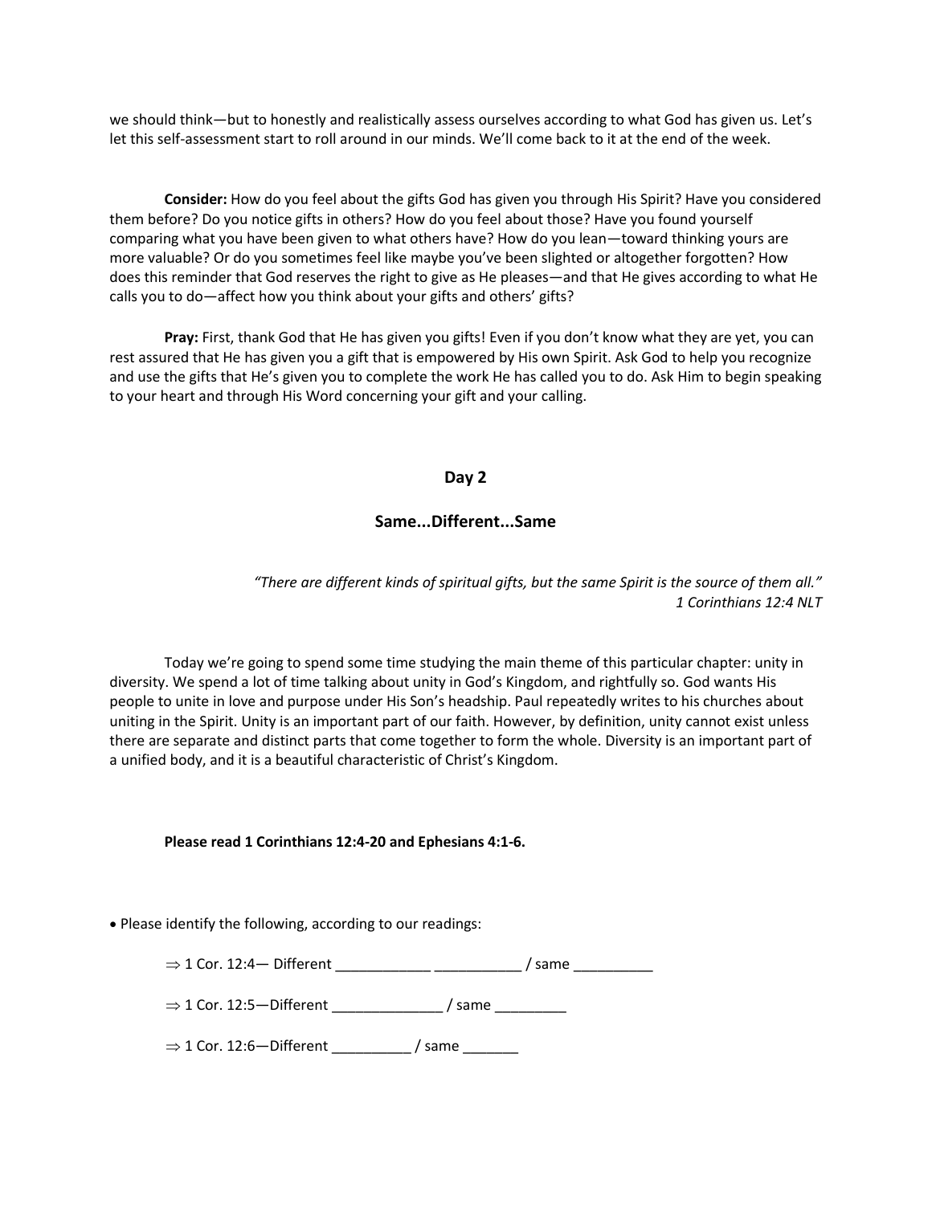we should think—but to honestly and realistically assess ourselves according to what God has given us. Let's let this self-assessment start to roll around in our minds. We'll come back to it at the end of the week.

**Consider:** How do you feel about the gifts God has given you through His Spirit? Have you considered them before? Do you notice gifts in others? How do you feel about those? Have you found yourself comparing what you have been given to what others have? How do you lean—toward thinking yours are more valuable? Or do you sometimes feel like maybe you've been slighted or altogether forgotten? How does this reminder that God reserves the right to give as He pleases—and that He gives according to what He calls you to do—affect how you think about your gifts and others' gifts?

**Pray:** First, thank God that He has given you gifts! Even if you don't know what they are yet, you can rest assured that He has given you a gift that is empowered by His own Spirit. Ask God to help you recognize and use the gifts that He's given you to complete the work He has called you to do. Ask Him to begin speaking to your heart and through His Word concerning your gift and your calling.

## Day 2

## Same...Different...Same

*"There are different kinds of spiritual gifts, but the same Spirit is the source of them all."*
*1 Corinthians 12:4 NLT*

Today we're going to spend some time studying the main theme of this particular chapter: unity in diversity. We spend a lot of time talking about unity in God's Kingdom, and rightfully so. God wants His people to unite in love and purpose under His Son's headship. Paul repeatedly writes to his churches about uniting in the Spirit. Unity is an important part of our faith. However, by definition, unity cannot exist unless there are separate and distinct parts that come together to form the whole. Diversity is an important part of a unified body, and it is a beautiful characteristic of Christ's Kingdom.

**Please read 1 Corinthians 12:4-20 and Ephesians 4:1-6.**

- Please identify the following, according to our readings:

  ⇒ 1 Cor. 12:4— Different ____________ ___________ / same __________

  ⇒ 1 Cor. 12:5—Different ______________ / same _________

  ⇒ 1 Cor. 12:6—Different __________ / same _______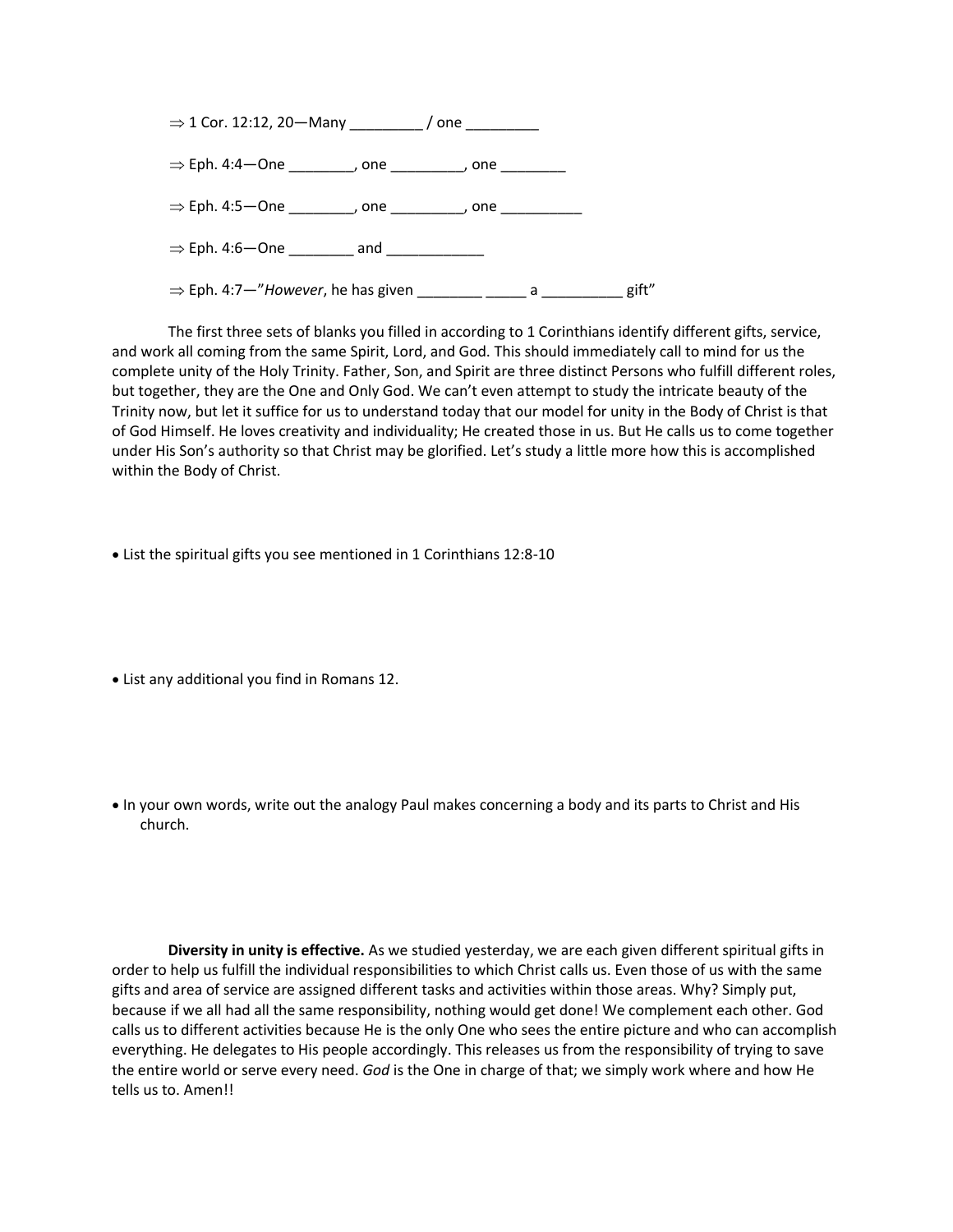⇒ 1 Cor. 12:12, 20—Many _________ / one _________

⇒ Eph. 4:4—One ________, one _________, one ________

⇒ Eph. 4:5—One ________, one _________, one __________

⇒ Eph. 4:6—One ________ and ____________

⇒ Eph. 4:7—"*However*, he has given ________ _____ a __________ gift"

The first three sets of blanks you filled in according to 1 Corinthians identify different gifts, service, and work all coming from the same Spirit, Lord, and God. This should immediately call to mind for us the complete unity of the Holy Trinity. Father, Son, and Spirit are three distinct Persons who fulfill different roles, but together, they are the One and Only God. We can't even attempt to study the intricate beauty of the Trinity now, but let it suffice for us to understand today that our model for unity in the Body of Christ is that of God Himself. He loves creativity and individuality; He created those in us. But He calls us to come together under His Son's authority so that Christ may be glorified. Let's study a little more how this is accomplished within the Body of Christ.

- List the spiritual gifts you see mentioned in 1 Corinthians 12:8-10

- List any additional you find in Romans 12.

- In your own words, write out the analogy Paul makes concerning a body and its parts to Christ and His church.

**Diversity in unity is effective.** As we studied yesterday, we are each given different spiritual gifts in order to help us fulfill the individual responsibilities to which Christ calls us. Even those of us with the same gifts and area of service are assigned different tasks and activities within those areas. Why? Simply put, because if we all had all the same responsibility, nothing would get done! We complement each other. God calls us to different activities because He is the only One who sees the entire picture and who can accomplish everything. He delegates to His people accordingly. This releases us from the responsibility of trying to save the entire world or serve every need. *God* is the One in charge of that; we simply work where and how He tells us to. Amen!!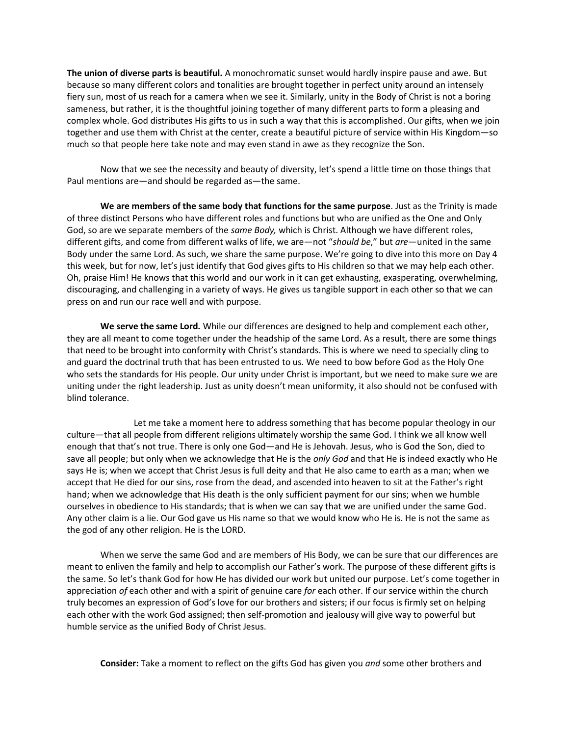**The union of diverse parts is beautiful.** A monochromatic sunset would hardly inspire pause and awe. But because so many different colors and tonalities are brought together in perfect unity around an intensely fiery sun, most of us reach for a camera when we see it. Similarly, unity in the Body of Christ is not a boring sameness, but rather, it is the thoughtful joining together of many different parts to form a pleasing and complex whole. God distributes His gifts to us in such a way that this is accomplished. Our gifts, when we join together and use them with Christ at the center, create a beautiful picture of service within His Kingdom—so much so that people here take note and may even stand in awe as they recognize the Son.

Now that we see the necessity and beauty of diversity, let's spend a little time on those things that Paul mentions are—and should be regarded as—the same.

**We are members of the same body that functions for the same purpose**. Just as the Trinity is made of three distinct Persons who have different roles and functions but who are unified as the One and Only God, so are we separate members of the *same Body,* which is Christ. Although we have different roles, different gifts, and come from different walks of life, we are—not "*should be*," but *are*—united in the same Body under the same Lord. As such, we share the same purpose. We're going to dive into this more on Day 4 this week, but for now, let's just identify that God gives gifts to His children so that we may help each other. Oh, praise Him! He knows that this world and our work in it can get exhausting, exasperating, overwhelming, discouraging, and challenging in a variety of ways. He gives us tangible support in each other so that we can press on and run our race well and with purpose.

**We serve the same Lord.** While our differences are designed to help and complement each other, they are all meant to come together under the headship of the same Lord. As a result, there are some things that need to be brought into conformity with Christ's standards. This is where we need to specially cling to and guard the doctrinal truth that has been entrusted to us. We need to bow before God as the Holy One who sets the standards for His people. Our unity under Christ is important, but we need to make sure we are uniting under the right leadership. Just as unity doesn't mean uniformity, it also should not be confused with blind tolerance.

Let me take a moment here to address something that has become popular theology in our culture—that all people from different religions ultimately worship the same God. I think we all know well enough that that's not true. There is only one God—and He is Jehovah. Jesus, who is God the Son, died to save all people; but only when we acknowledge that He is the *only God* and that He is indeed exactly who He says He is; when we accept that Christ Jesus is full deity and that He also came to earth as a man; when we accept that He died for our sins, rose from the dead, and ascended into heaven to sit at the Father's right hand; when we acknowledge that His death is the only sufficient payment for our sins; when we humble ourselves in obedience to His standards; that is when we can say that we are unified under the same God. Any other claim is a lie. Our God gave us His name so that we would know who He is. He is not the same as the god of any other religion. He is the LORD.

When we serve the same God and are members of His Body, we can be sure that our differences are meant to enliven the family and help to accomplish our Father's work. The purpose of these different gifts is the same. So let's thank God for how He has divided our work but united our purpose. Let's come together in appreciation *of* each other and with a spirit of genuine care *for* each other. If our service within the church truly becomes an expression of God's love for our brothers and sisters; if our focus is firmly set on helping each other with the work God assigned; then self-promotion and jealousy will give way to powerful but humble service as the unified Body of Christ Jesus.

**Consider:** Take a moment to reflect on the gifts God has given you *and* some other brothers and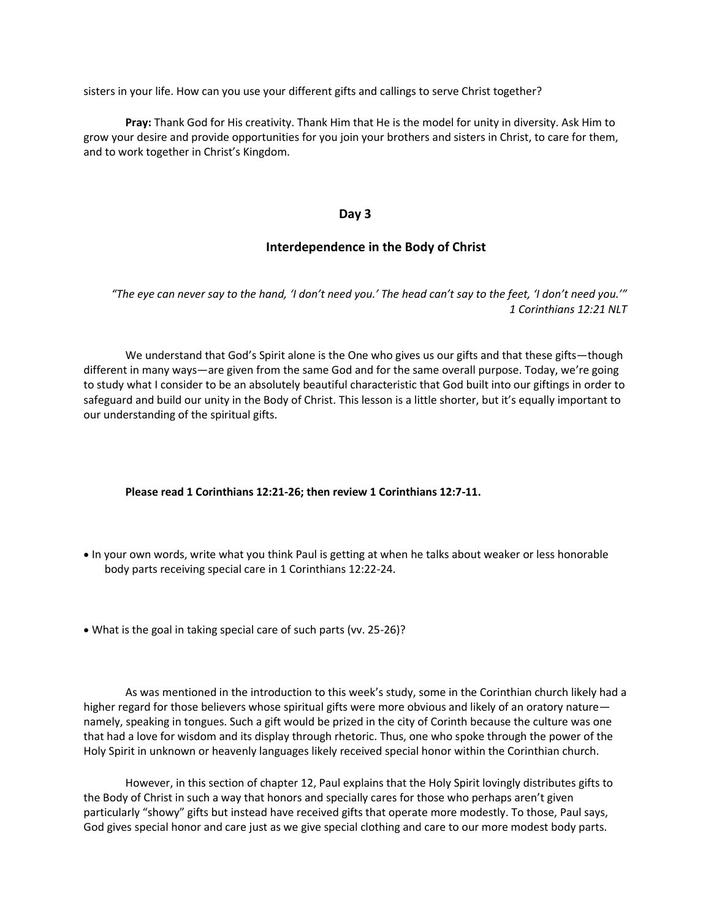sisters in your life. How can you use your different gifts and callings to serve Christ together?

**Pray:** Thank God for His creativity. Thank Him that He is the model for unity in diversity. Ask Him to grow your desire and provide opportunities for you join your brothers and sisters in Christ, to care for them, and to work together in Christ's Kingdom.

## Day 3

## Interdependence in the Body of Christ

*"The eye can never say to the hand, 'I don't need you.' The head can't say to the feet, 'I don't need you.'"*
*1 Corinthians 12:21 NLT*

We understand that God's Spirit alone is the One who gives us our gifts and that these gifts—though different in many ways—are given from the same God and for the same overall purpose. Today, we're going to study what I consider to be an absolutely beautiful characteristic that God built into our giftings in order to safeguard and build our unity in the Body of Christ. This lesson is a little shorter, but it's equally important to our understanding of the spiritual gifts.

**Please read 1 Corinthians 12:21-26; then review 1 Corinthians 12:7-11.**

- In your own words, write what you think Paul is getting at when he talks about weaker or less honorable body parts receiving special care in 1 Corinthians 12:22-24.

- What is the goal in taking special care of such parts (vv. 25-26)?

As was mentioned in the introduction to this week's study, some in the Corinthian church likely had a higher regard for those believers whose spiritual gifts were more obvious and likely of an oratory nature—namely, speaking in tongues. Such a gift would be prized in the city of Corinth because the culture was one that had a love for wisdom and its display through rhetoric. Thus, one who spoke through the power of the Holy Spirit in unknown or heavenly languages likely received special honor within the Corinthian church.

However, in this section of chapter 12, Paul explains that the Holy Spirit lovingly distributes gifts to the Body of Christ in such a way that honors and specially cares for those who perhaps aren't given particularly "showy" gifts but instead have received gifts that operate more modestly. To those, Paul says, God gives special honor and care just as we give special clothing and care to our more modest body parts.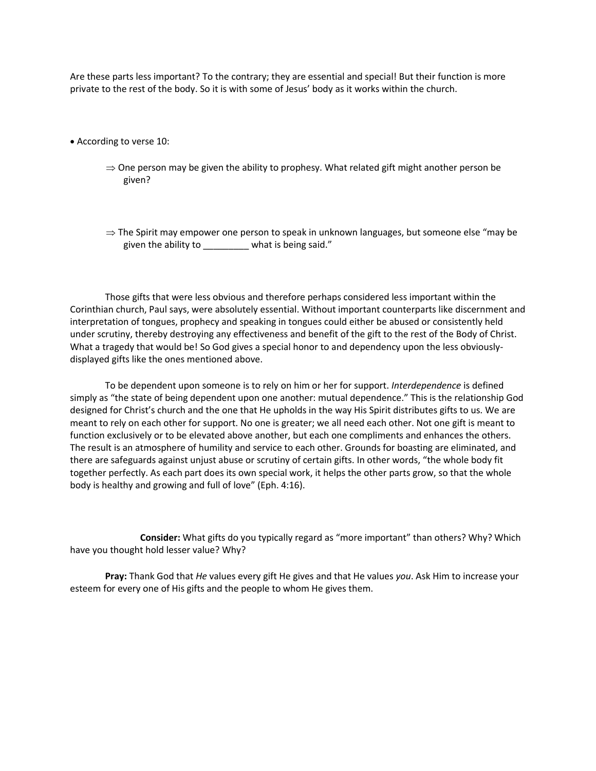Are these parts less important? To the contrary; they are essential and special! But their function is more private to the rest of the body. So it is with some of Jesus' body as it works within the church.

- According to verse 10:
  - ⇒ One person may be given the ability to prophesy. What related gift might another person be given?
  - ⇒ The Spirit may empower one person to speak in unknown languages, but someone else "may be given the ability to _________ what is being said."

Those gifts that were less obvious and therefore perhaps considered less important within the Corinthian church, Paul says, were absolutely essential. Without important counterparts like discernment and interpretation of tongues, prophecy and speaking in tongues could either be abused or consistently held under scrutiny, thereby destroying any effectiveness and benefit of the gift to the rest of the Body of Christ. What a tragedy that would be! So God gives a special honor to and dependency upon the less obviously-displayed gifts like the ones mentioned above.

To be dependent upon someone is to rely on him or her for support. *Interdependence* is defined simply as "the state of being dependent upon one another: mutual dependence." This is the relationship God designed for Christ's church and the one that He upholds in the way His Spirit distributes gifts to us. We are meant to rely on each other for support. No one is greater; we all need each other. Not one gift is meant to function exclusively or to be elevated above another, but each one compliments and enhances the others. The result is an atmosphere of humility and service to each other. Grounds for boasting are eliminated, and there are safeguards against unjust abuse or scrutiny of certain gifts. In other words, "the whole body fit together perfectly. As each part does its own special work, it helps the other parts grow, so that the whole body is healthy and growing and full of love" (Eph. 4:16).

**Consider:** What gifts do you typically regard as "more important" than others? Why? Which have you thought hold lesser value? Why?

**Pray:** Thank God that *He* values every gift He gives and that He values *you*. Ask Him to increase your esteem for every one of His gifts and the people to whom He gives them.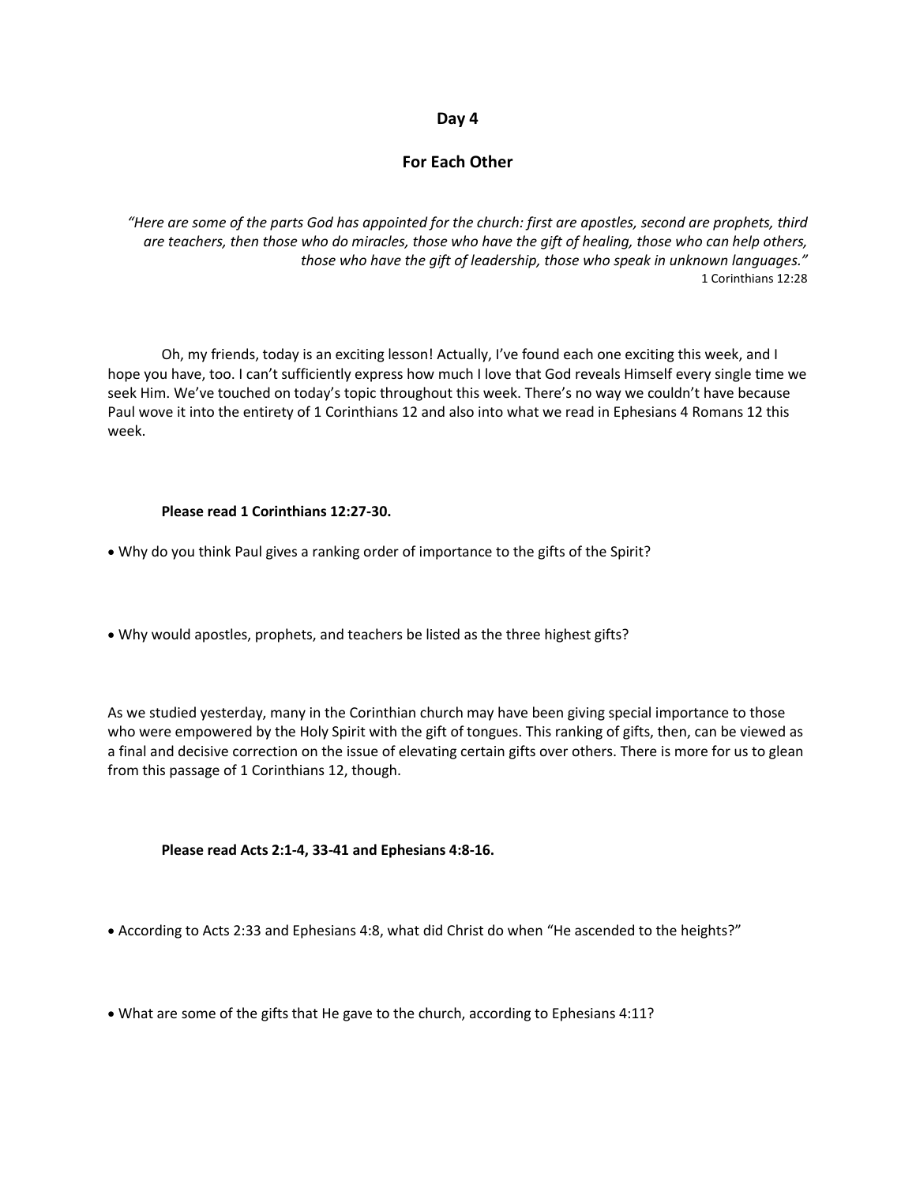## Day 4

## For Each Other

*"Here are some of the parts God has appointed for the church: first are apostles, second are prophets, third are teachers, then those who do miracles, those who have the gift of healing, those who can help others, those who have the gift of leadership, those who speak in unknown languages."*
1 Corinthians 12:28

Oh, my friends, today is an exciting lesson! Actually, I've found each one exciting this week, and I hope you have, too. I can't sufficiently express how much I love that God reveals Himself every single time we seek Him. We've touched on today's topic throughout this week. There's no way we couldn't have because Paul wove it into the entirety of 1 Corinthians 12 and also into what we read in Ephesians 4 Romans 12 this week.

**Please read 1 Corinthians 12:27-30.**

- Why do you think Paul gives a ranking order of importance to the gifts of the Spirit?

- Why would apostles, prophets, and teachers be listed as the three highest gifts?

As we studied yesterday, many in the Corinthian church may have been giving special importance to those who were empowered by the Holy Spirit with the gift of tongues. This ranking of gifts, then, can be viewed as a final and decisive correction on the issue of elevating certain gifts over others. There is more for us to glean from this passage of 1 Corinthians 12, though.

**Please read Acts 2:1-4, 33-41 and Ephesians 4:8-16.**

- According to Acts 2:33 and Ephesians 4:8, what did Christ do when "He ascended to the heights?"

- What are some of the gifts that He gave to the church, according to Ephesians 4:11?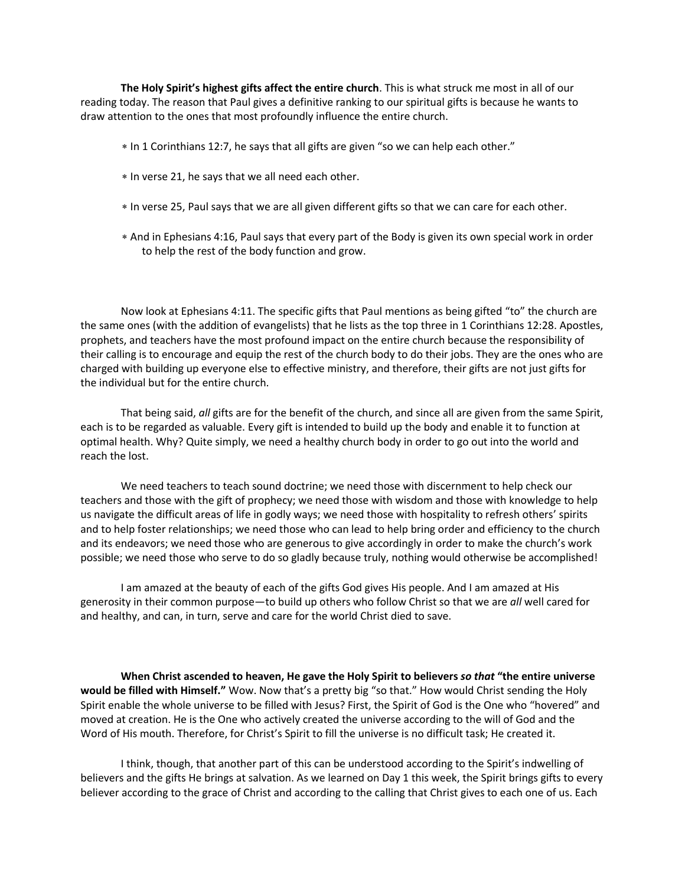**The Holy Spirit's highest gifts affect the entire church**. This is what struck me most in all of our reading today. The reason that Paul gives a definitive ranking to our spiritual gifts is because he wants to draw attention to the ones that most profoundly influence the entire church.

- In 1 Corinthians 12:7, he says that all gifts are given "so we can help each other."
- In verse 21, he says that we all need each other.
- In verse 25, Paul says that we are all given different gifts so that we can care for each other.
- And in Ephesians 4:16, Paul says that every part of the Body is given its own special work in order to help the rest of the body function and grow.

Now look at Ephesians 4:11. The specific gifts that Paul mentions as being gifted "to" the church are the same ones (with the addition of evangelists) that he lists as the top three in 1 Corinthians 12:28. Apostles, prophets, and teachers have the most profound impact on the entire church because the responsibility of their calling is to encourage and equip the rest of the church body to do their jobs. They are the ones who are charged with building up everyone else to effective ministry, and therefore, their gifts are not just gifts for the individual but for the entire church.

That being said, *all* gifts are for the benefit of the church, and since all are given from the same Spirit, each is to be regarded as valuable. Every gift is intended to build up the body and enable it to function at optimal health. Why? Quite simply, we need a healthy church body in order to go out into the world and reach the lost.

We need teachers to teach sound doctrine; we need those with discernment to help check our teachers and those with the gift of prophecy; we need those with wisdom and those with knowledge to help us navigate the difficult areas of life in godly ways; we need those with hospitality to refresh others' spirits and to help foster relationships; we need those who can lead to help bring order and efficiency to the church and its endeavors; we need those who are generous to give accordingly in order to make the church's work possible; we need those who serve to do so gladly because truly, nothing would otherwise be accomplished!

I am amazed at the beauty of each of the gifts God gives His people. And I am amazed at His generosity in their common purpose—to build up others who follow Christ so that we are *all* well cared for and healthy, and can, in turn, serve and care for the world Christ died to save.

**When Christ ascended to heaven, He gave the Holy Spirit to believers *so that* "the entire universe would be filled with Himself."** Wow. Now that's a pretty big "so that." How would Christ sending the Holy Spirit enable the whole universe to be filled with Jesus? First, the Spirit of God is the One who "hovered" and moved at creation. He is the One who actively created the universe according to the will of God and the Word of His mouth. Therefore, for Christ's Spirit to fill the universe is no difficult task; He created it.

I think, though, that another part of this can be understood according to the Spirit's indwelling of believers and the gifts He brings at salvation. As we learned on Day 1 this week, the Spirit brings gifts to every believer according to the grace of Christ and according to the calling that Christ gives to each one of us. Each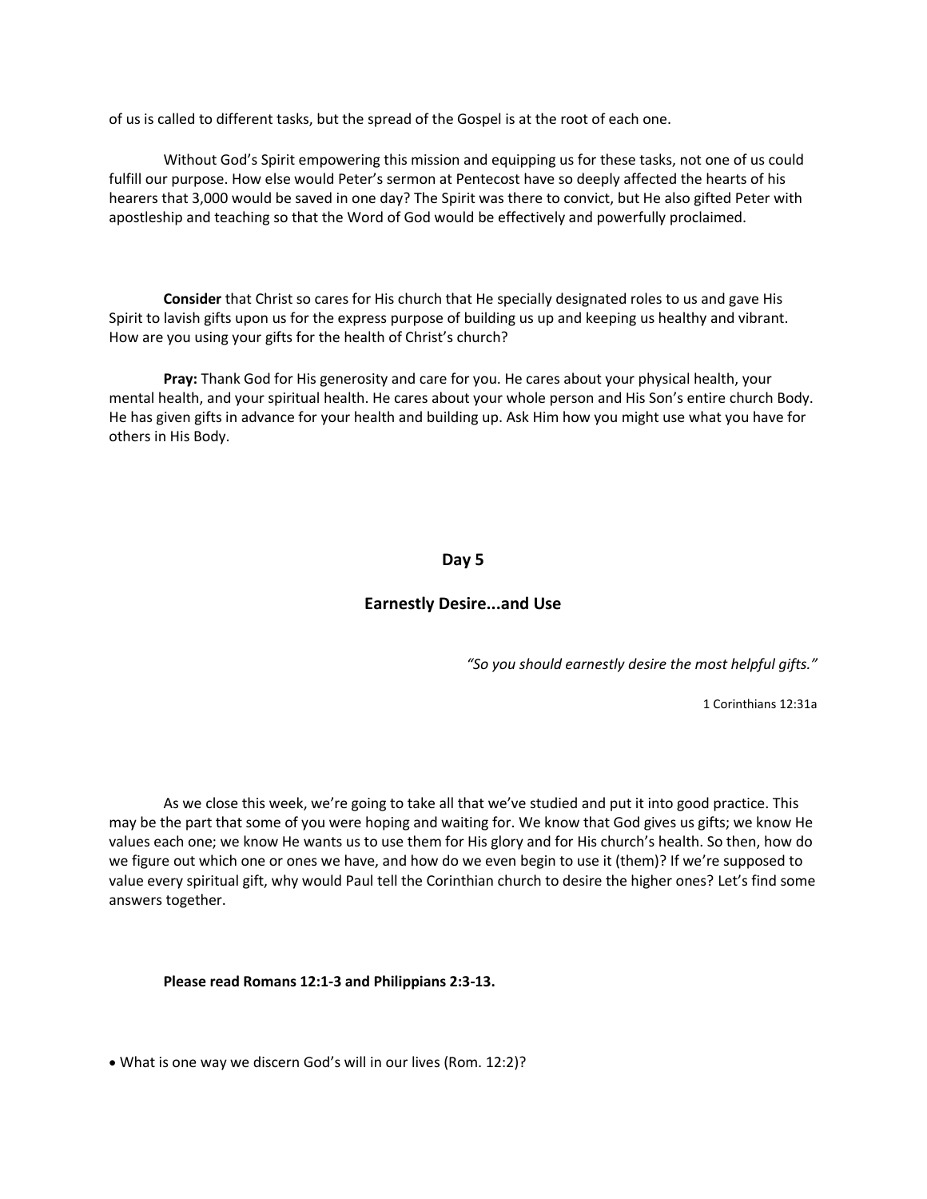of us is called to different tasks, but the spread of the Gospel is at the root of each one.

Without God's Spirit empowering this mission and equipping us for these tasks, not one of us could fulfill our purpose. How else would Peter's sermon at Pentecost have so deeply affected the hearts of his hearers that 3,000 would be saved in one day? The Spirit was there to convict, but He also gifted Peter with apostleship and teaching so that the Word of God would be effectively and powerfully proclaimed.

**Consider** that Christ so cares for His church that He specially designated roles to us and gave His Spirit to lavish gifts upon us for the express purpose of building us up and keeping us healthy and vibrant. How are you using your gifts for the health of Christ's church?

**Pray:** Thank God for His generosity and care for you. He cares about your physical health, your mental health, and your spiritual health. He cares about your whole person and His Son's entire church Body. He has given gifts in advance for your health and building up. Ask Him how you might use what you have for others in His Body.

## Day 5

## Earnestly Desire...and Use

*"So you should earnestly desire the most helpful gifts."*

1 Corinthians 12:31a

As we close this week, we're going to take all that we've studied and put it into good practice. This may be the part that some of you were hoping and waiting for. We know that God gives us gifts; we know He values each one; we know He wants us to use them for His glory and for His church's health. So then, how do we figure out which one or ones we have, and how do we even begin to use it (them)? If we're supposed to value every spiritual gift, why would Paul tell the Corinthian church to desire the higher ones? Let's find some answers together.

**Please read Romans 12:1-3 and Philippians 2:3-13.**

- What is one way we discern God's will in our lives (Rom. 12:2)?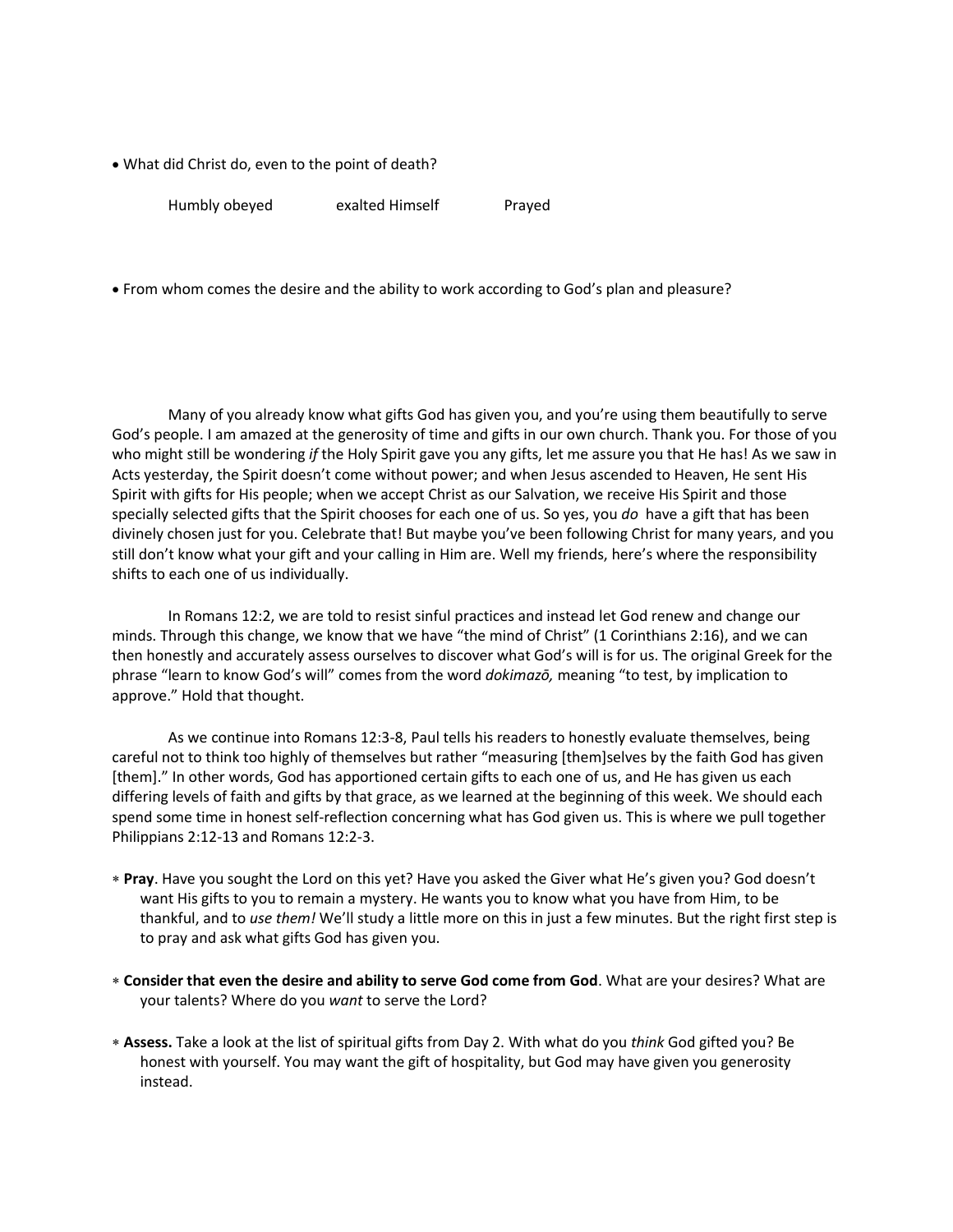- What did Christ do, even to the point of death?

    Humbly obeyed          exalted Himself          Prayed

- From whom comes the desire and the ability to work according to God's plan and pleasure?

Many of you already know what gifts God has given you, and you're using them beautifully to serve God's people. I am amazed at the generosity of time and gifts in our own church. Thank you. For those of you who might still be wondering *if* the Holy Spirit gave you any gifts, let me assure you that He has! As we saw in Acts yesterday, the Spirit doesn't come without power; and when Jesus ascended to Heaven, He sent His Spirit with gifts for His people; when we accept Christ as our Salvation, we receive His Spirit and those specially selected gifts that the Spirit chooses for each one of us. So yes, you *do* have a gift that has been divinely chosen just for you. Celebrate that! But maybe you've been following Christ for many years, and you still don't know what your gift and your calling in Him are. Well my friends, here's where the responsibility shifts to each one of us individually.

In Romans 12:2, we are told to resist sinful practices and instead let God renew and change our minds. Through this change, we know that we have "the mind of Christ" (1 Corinthians 2:16), and we can then honestly and accurately assess ourselves to discover what God's will is for us. The original Greek for the phrase "learn to know God's will" comes from the word *dokimazō,* meaning "to test, by implication to approve." Hold that thought.

As we continue into Romans 12:3-8, Paul tells his readers to honestly evaluate themselves, being careful not to think too highly of themselves but rather "measuring [them]selves by the faith God has given [them]." In other words, God has apportioned certain gifts to each one of us, and He has given us each differing levels of faith and gifts by that grace, as we learned at the beginning of this week. We should each spend some time in honest self-reflection concerning what has God given us. This is where we pull together Philippians 2:12-13 and Romans 12:2-3.

- **Pray**. Have you sought the Lord on this yet? Have you asked the Giver what He's given you? God doesn't want His gifts to you to remain a mystery. He wants you to know what you have from Him, to be thankful, and to *use them!* We'll study a little more on this in just a few minutes. But the right first step is to pray and ask what gifts God has given you.

- **Consider that even the desire and ability to serve God come from God**. What are your desires? What are your talents? Where do you *want* to serve the Lord?

- **Assess.** Take a look at the list of spiritual gifts from Day 2. With what do you *think* God gifted you? Be honest with yourself. You may want the gift of hospitality, but God may have given you generosity instead.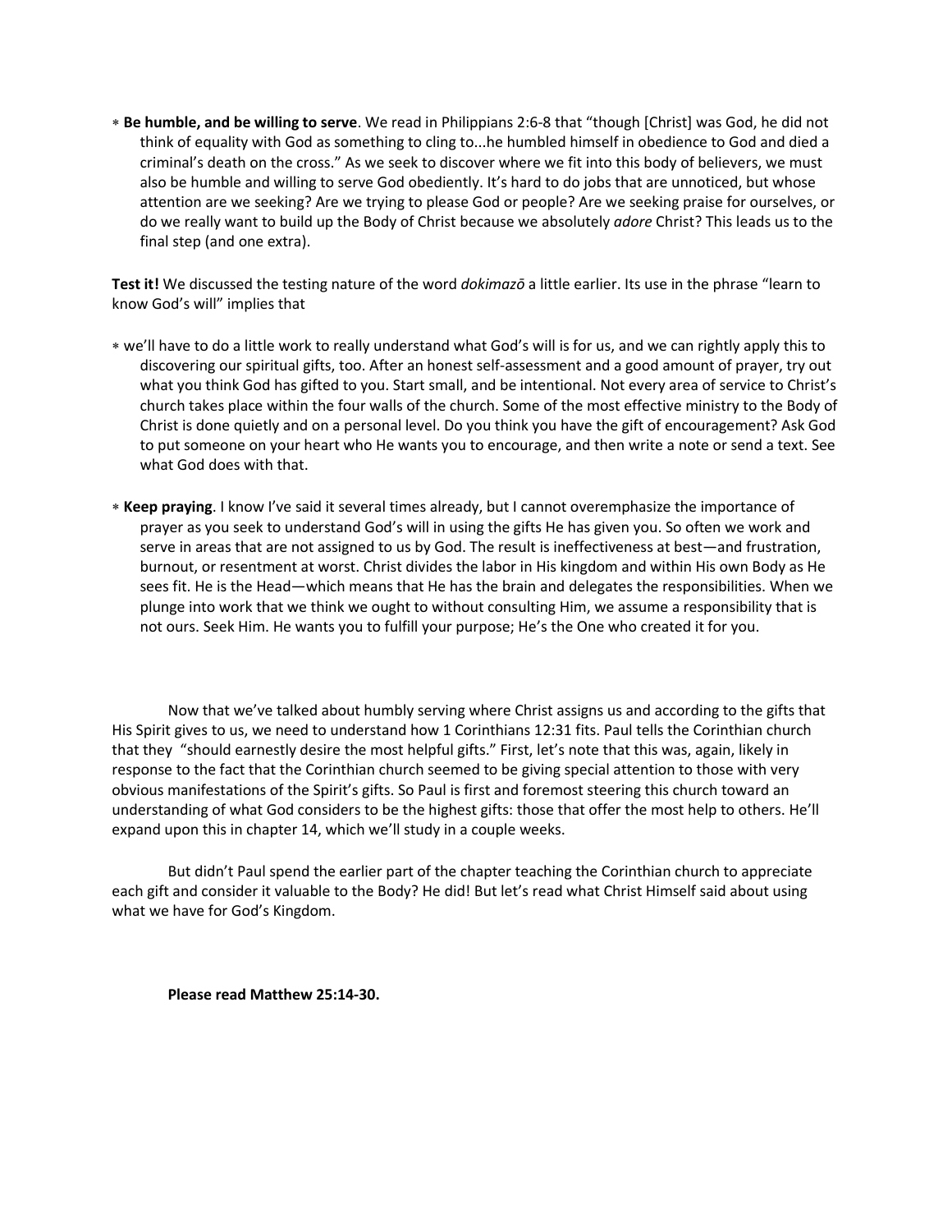* **Be humble, and be willing to serve**. We read in Philippians 2:6-8 that "though [Christ] was God, he did not think of equality with God as something to cling to...he humbled himself in obedience to God and died a criminal's death on the cross." As we seek to discover where we fit into this body of believers, we must also be humble and willing to serve God obediently. It's hard to do jobs that are unnoticed, but whose attention are we seeking? Are we trying to please God or people? Are we seeking praise for ourselves, or do we really want to build up the Body of Christ because we absolutely *adore* Christ? This leads us to the final step (and one extra).

**Test it!** We discussed the testing nature of the word *dokimazō* a little earlier. Its use in the phrase "learn to know God's will" implies that

* we'll have to do a little work to really understand what God's will is for us, and we can rightly apply this to discovering our spiritual gifts, too. After an honest self-assessment and a good amount of prayer, try out what you think God has gifted to you. Start small, and be intentional. Not every area of service to Christ's church takes place within the four walls of the church. Some of the most effective ministry to the Body of Christ is done quietly and on a personal level. Do you think you have the gift of encouragement? Ask God to put someone on your heart who He wants you to encourage, and then write a note or send a text. See what God does with that.

* **Keep praying**. I know I've said it several times already, but I cannot overemphasize the importance of prayer as you seek to understand God's will in using the gifts He has given you. So often we work and serve in areas that are not assigned to us by God. The result is ineffectiveness at best—and frustration, burnout, or resentment at worst. Christ divides the labor in His kingdom and within His own Body as He sees fit. He is the Head—which means that He has the brain and delegates the responsibilities. When we plunge into work that we think we ought to without consulting Him, we assume a responsibility that is not ours. Seek Him. He wants you to fulfill your purpose; He's the One who created it for you.

Now that we've talked about humbly serving where Christ assigns us and according to the gifts that His Spirit gives to us, we need to understand how 1 Corinthians 12:31 fits. Paul tells the Corinthian church that they "should earnestly desire the most helpful gifts." First, let's note that this was, again, likely in response to the fact that the Corinthian church seemed to be giving special attention to those with very obvious manifestations of the Spirit's gifts. So Paul is first and foremost steering this church toward an understanding of what God considers to be the highest gifts: those that offer the most help to others. He'll expand upon this in chapter 14, which we'll study in a couple weeks.

But didn't Paul spend the earlier part of the chapter teaching the Corinthian church to appreciate each gift and consider it valuable to the Body? He did! But let's read what Christ Himself said about using what we have for God's Kingdom.

**Please read Matthew 25:14-30.**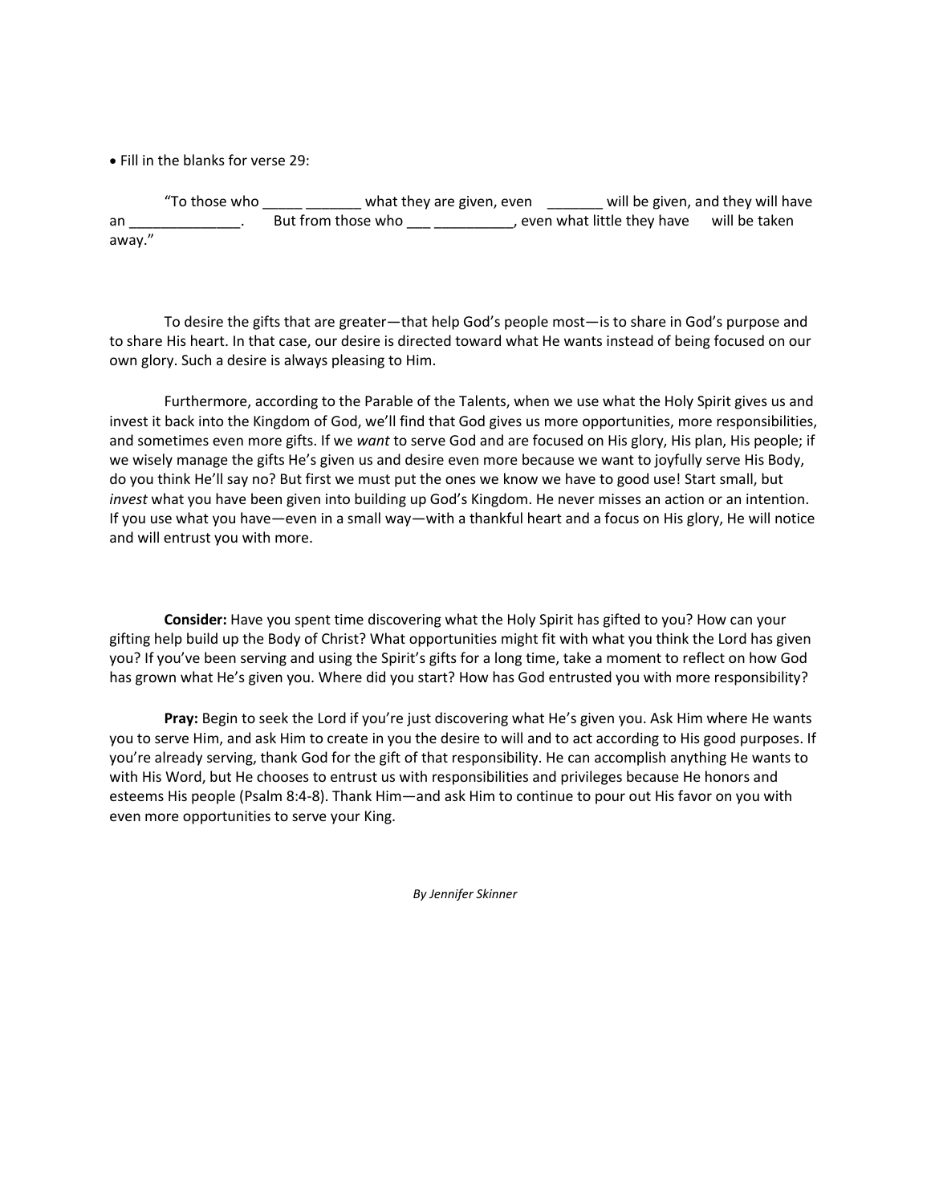- Fill in the blanks for verse 29:

“To those who _____ _______ what they are given, even _______ will be given, and they will have an ______________. But from those who ___ __________, even what little they have will be taken away.”

To desire the gifts that are greater—that help God’s people most—is to share in God’s purpose and to share His heart. In that case, our desire is directed toward what He wants instead of being focused on our own glory. Such a desire is always pleasing to Him.

Furthermore, according to the Parable of the Talents, when we use what the Holy Spirit gives us and invest it back into the Kingdom of God, we’ll find that God gives us more opportunities, more responsibilities, and sometimes even more gifts. If we *want* to serve God and are focused on His glory, His plan, His people; if we wisely manage the gifts He’s given us and desire even more because we want to joyfully serve His Body, do you think He’ll say no? But first we must put the ones we know we have to good use! Start small, but *invest* what you have been given into building up God’s Kingdom. He never misses an action or an intention. If you use what you have—even in a small way—with a thankful heart and a focus on His glory, He will notice and will entrust you with more.

**Consider:** Have you spent time discovering what the Holy Spirit has gifted to you? How can your gifting help build up the Body of Christ? What opportunities might fit with what you think the Lord has given you? If you’ve been serving and using the Spirit’s gifts for a long time, take a moment to reflect on how God has grown what He’s given you. Where did you start? How has God entrusted you with more responsibility?

**Pray:** Begin to seek the Lord if you’re just discovering what He’s given you. Ask Him where He wants you to serve Him, and ask Him to create in you the desire to will and to act according to His good purposes. If you’re already serving, thank God for the gift of that responsibility. He can accomplish anything He wants to with His Word, but He chooses to entrust us with responsibilities and privileges because He honors and esteems His people (Psalm 8:4-8). Thank Him—and ask Him to continue to pour out His favor on you with even more opportunities to serve your King.

*By Jennifer Skinner*